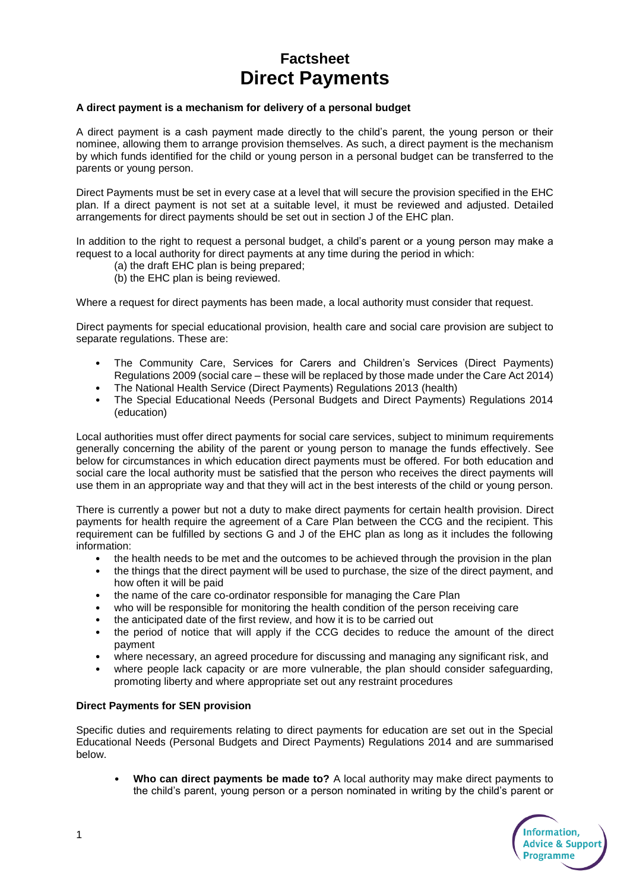# Factsheet
# Direct Payments

**A direct payment is a mechanism for delivery of a personal budget**

A direct payment is a cash payment made directly to the child's parent, the young person or their nominee, allowing them to arrange provision themselves. As such, a direct payment is the mechanism by which funds identified for the child or young person in a personal budget can be transferred to the parents or young person.

Direct Payments must be set in every case at a level that will secure the provision specified in the EHC plan. If a direct payment is not set at a suitable level, it must be reviewed and adjusted. Detailed arrangements for direct payments should be set out in section J of the EHC plan.

In addition to the right to request a personal budget, a child's parent or a young person may make a request to a local authority for direct payments at any time during the period in which:

(a) the draft EHC plan is being prepared;
(b) the EHC plan is being reviewed.

Where a request for direct payments has been made, a local authority must consider that request.

Direct payments for special educational provision, health care and social care provision are subject to separate regulations. These are:

- The Community Care, Services for Carers and Children's Services (Direct Payments) Regulations 2009 (social care – these will be replaced by those made under the Care Act 2014)
- The National Health Service (Direct Payments) Regulations 2013 (health)
- The Special Educational Needs (Personal Budgets and Direct Payments) Regulations 2014 (education)

Local authorities must offer direct payments for social care services, subject to minimum requirements generally concerning the ability of the parent or young person to manage the funds effectively. See below for circumstances in which education direct payments must be offered. For both education and social care the local authority must be satisfied that the person who receives the direct payments will use them in an appropriate way and that they will act in the best interests of the child or young person.

There is currently a power but not a duty to make direct payments for certain health provision. Direct payments for health require the agreement of a Care Plan between the CCG and the recipient. This requirement can be fulfilled by sections G and J of the EHC plan as long as it includes the following information:

- the health needs to be met and the outcomes to be achieved through the provision in the plan
- the things that the direct payment will be used to purchase, the size of the direct payment, and how often it will be paid
- the name of the care co-ordinator responsible for managing the Care Plan
- who will be responsible for monitoring the health condition of the person receiving care
- the anticipated date of the first review, and how it is to be carried out
- the period of notice that will apply if the CCG decides to reduce the amount of the direct payment
- where necessary, an agreed procedure for discussing and managing any significant risk, and
- where people lack capacity or are more vulnerable, the plan should consider safeguarding, promoting liberty and where appropriate set out any restraint procedures

**Direct Payments for SEN provision**

Specific duties and requirements relating to direct payments for education are set out in the Special Educational Needs (Personal Budgets and Direct Payments) Regulations 2014 and are summarised below.

- **Who can direct payments be made to?** A local authority may make direct payments to the child's parent, young person or a person nominated in writing by the child's parent or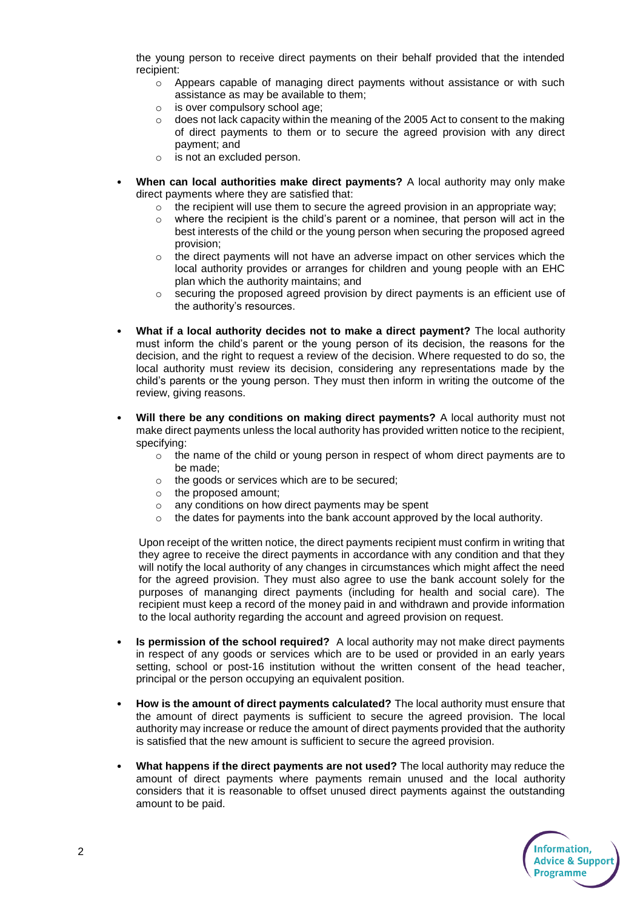the young person to receive direct payments on their behalf provided that the intended recipient:

- Appears capable of managing direct payments without assistance or with such assistance as may be available to them;
- is over compulsory school age;
- does not lack capacity within the meaning of the 2005 Act to consent to the making of direct payments to them or to secure the agreed provision with any direct payment; and
- is not an excluded person.

- **When can local authorities make direct payments?** A local authority may only make direct payments where they are satisfied that:
  - the recipient will use them to secure the agreed provision in an appropriate way;
  - where the recipient is the child's parent or a nominee, that person will act in the best interests of the child or the young person when securing the proposed agreed provision;
  - the direct payments will not have an adverse impact on other services which the local authority provides or arranges for children and young people with an EHC plan which the authority maintains; and
  - securing the proposed agreed provision by direct payments is an efficient use of the authority's resources.

- **What if a local authority decides not to make a direct payment?** The local authority must inform the child's parent or the young person of its decision, the reasons for the decision, and the right to request a review of the decision. Where requested to do so, the local authority must review its decision, considering any representations made by the child's parents or the young person. They must then inform in writing the outcome of the review, giving reasons.

- **Will there be any conditions on making direct payments?** A local authority must not make direct payments unless the local authority has provided written notice to the recipient, specifying:
  - the name of the child or young person in respect of whom direct payments are to be made;
  - the goods or services which are to be secured;
  - the proposed amount;
  - any conditions on how direct payments may be spent
  - the dates for payments into the bank account approved by the local authority.

  Upon receipt of the written notice, the direct payments recipient must confirm in writing that they agree to receive the direct payments in accordance with any condition and that they will notify the local authority of any changes in circumstances which might affect the need for the agreed provision. They must also agree to use the bank account solely for the purposes of mananging direct payments (including for health and social care). The recipient must keep a record of the money paid in and withdrawn and provide information to the local authority regarding the account and agreed provision on request.

- **Is permission of the school required?** A local authority may not make direct payments in respect of any goods or services which are to be used or provided in an early years setting, school or post-16 institution without the written consent of the head teacher, principal or the person occupying an equivalent position.

- **How is the amount of direct payments calculated?** The local authority must ensure that the amount of direct payments is sufficient to secure the agreed provision. The local authority may increase or reduce the amount of direct payments provided that the authority is satisfied that the new amount is sufficient to secure the agreed provision.

- **What happens if the direct payments are not used?** The local authority may reduce the amount of direct payments where payments remain unused and the local authority considers that it is reasonable to offset unused direct payments against the outstanding amount to be paid.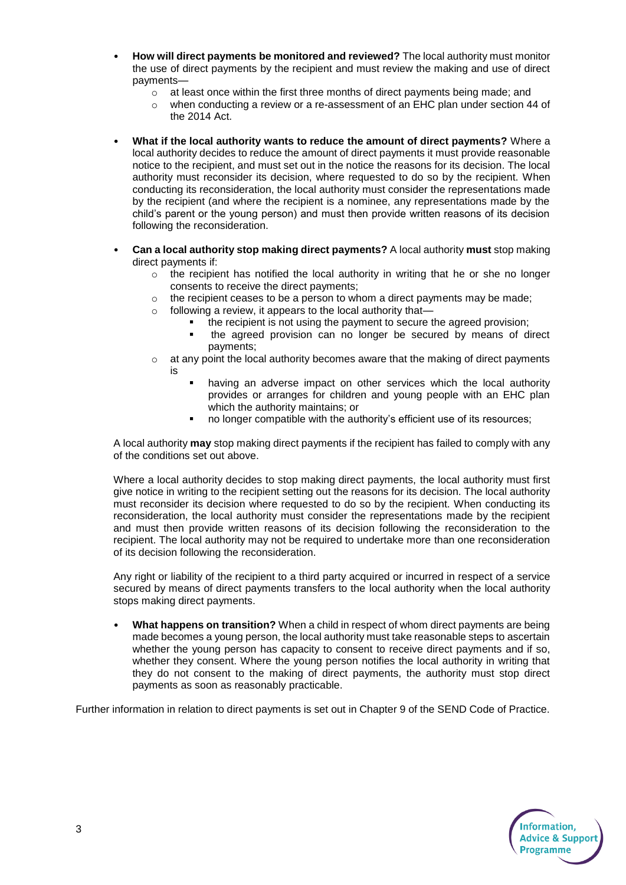- **How will direct payments be monitored and reviewed?** The local authority must monitor the use of direct payments by the recipient and must review the making and use of direct payments—
  - at least once within the first three months of direct payments being made; and
  - when conducting a review or a re-assessment of an EHC plan under section 44 of the 2014 Act.

- **What if the local authority wants to reduce the amount of direct payments?** Where a local authority decides to reduce the amount of direct payments it must provide reasonable notice to the recipient, and must set out in the notice the reasons for its decision. The local authority must reconsider its decision, where requested to do so by the recipient. When conducting its reconsideration, the local authority must consider the representations made by the recipient (and where the recipient is a nominee, any representations made by the child's parent or the young person) and must then provide written reasons of its decision following the reconsideration.

- **Can a local authority stop making direct payments?** A local authority **must** stop making direct payments if:
  - the recipient has notified the local authority in writing that he or she no longer consents to receive the direct payments;
  - the recipient ceases to be a person to whom a direct payments may be made;
  - following a review, it appears to the local authority that—
    - the recipient is not using the payment to secure the agreed provision;
    - the agreed provision can no longer be secured by means of direct payments;
  - at any point the local authority becomes aware that the making of direct payments is
    - having an adverse impact on other services which the local authority provides or arranges for children and young people with an EHC plan which the authority maintains; or
    - no longer compatible with the authority's efficient use of its resources;

  A local authority **may** stop making direct payments if the recipient has failed to comply with any of the conditions set out above.

  Where a local authority decides to stop making direct payments, the local authority must first give notice in writing to the recipient setting out the reasons for its decision. The local authority must reconsider its decision where requested to do so by the recipient. When conducting its reconsideration, the local authority must consider the representations made by the recipient and must then provide written reasons of its decision following the reconsideration to the recipient. The local authority may not be required to undertake more than one reconsideration of its decision following the reconsideration.

  Any right or liability of the recipient to a third party acquired or incurred in respect of a service secured by means of direct payments transfers to the local authority when the local authority stops making direct payments.

- **What happens on transition?** When a child in respect of whom direct payments are being made becomes a young person, the local authority must take reasonable steps to ascertain whether the young person has capacity to consent to receive direct payments and if so, whether they consent. Where the young person notifies the local authority in writing that they do not consent to the making of direct payments, the authority must stop direct payments as soon as reasonably practicable.

Further information in relation to direct payments is set out in Chapter 9 of the SEND Code of Practice.